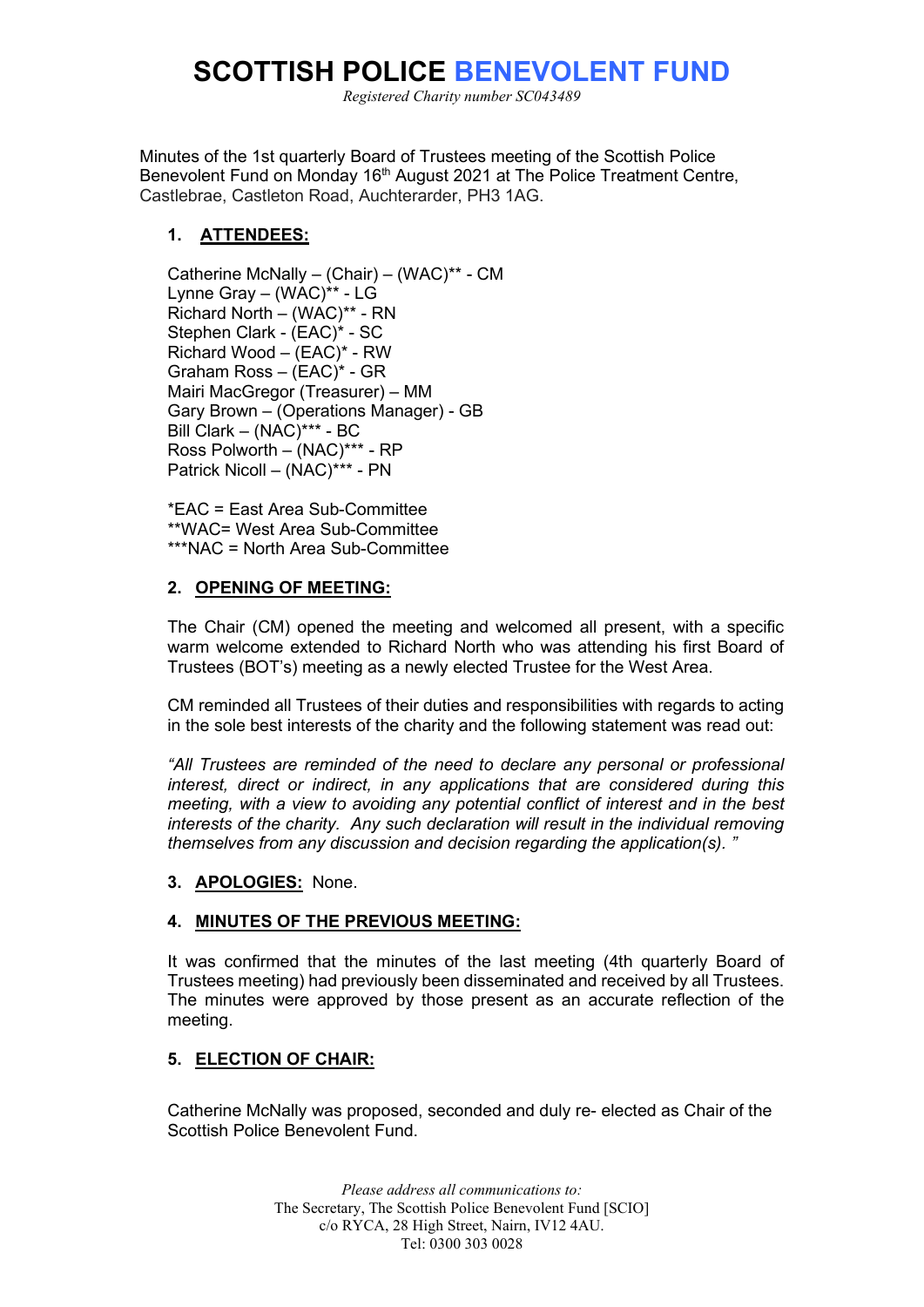# SCOTTISH POLICE BENEVOLENT FUND

*Registered Charity number SC043489*

Minutes of the 1st quarterly Board of Trustees meeting of the Scottish Police Benevolent Fund on Monday 16th August 2021 at The Police Treatment Centre, Castlebrae, Castleton Road, Auchterarder, PH3 1AG.

## 1. ATTENDEES:

Catherine McNally – (Chair) – (WAC)** - CM
Lynne Gray – (WAC)** - LG
Richard North – (WAC)** - RN
Stephen Clark - (EAC)* - SC
Richard Wood – (EAC)* - RW
Graham Ross – (EAC)* - GR
Mairi MacGregor (Treasurer) – MM
Gary Brown – (Operations Manager) - GB
Bill Clark – (NAC)*** - BC
Ross Polworth – (NAC)*** - RP
Patrick Nicoll – (NAC)*** - PN

*EAC = East Area Sub-Committee
**WAC= West Area Sub-Committee
***NAC = North Area Sub-Committee

## 2. OPENING OF MEETING:

The Chair (CM) opened the meeting and welcomed all present, with a specific warm welcome extended to Richard North who was attending his first Board of Trustees (BOT's) meeting as a newly elected Trustee for the West Area.

CM reminded all Trustees of their duties and responsibilities with regards to acting in the sole best interests of the charity and the following statement was read out:

*"All Trustees are reminded of the need to declare any personal or professional interest, direct or indirect, in any applications that are considered during this meeting, with a view to avoiding any potential conflict of interest and in the best interests of the charity. Any such declaration will result in the individual removing themselves from any discussion and decision regarding the application(s). "*

## 3. APOLOGIES: None.

## 4. MINUTES OF THE PREVIOUS MEETING:

It was confirmed that the minutes of the last meeting (4th quarterly Board of Trustees meeting) had previously been disseminated and received by all Trustees. The minutes were approved by those present as an accurate reflection of the meeting.

## 5. ELECTION OF CHAIR:

Catherine McNally was proposed, seconded and duly re- elected as Chair of the Scottish Police Benevolent Fund.

*Please address all communications to:*
The Secretary, The Scottish Police Benevolent Fund [SCIO]
c/o RYCA, 28 High Street, Nairn, IV12 4AU.
Tel: 0300 303 0028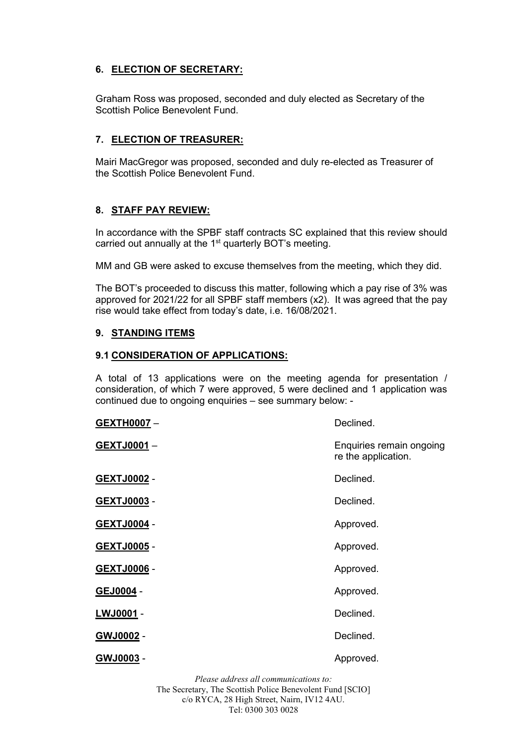## 6. ELECTION OF SECRETARY:

Graham Ross was proposed, seconded and duly elected as Secretary of the Scottish Police Benevolent Fund.

## 7. ELECTION OF TREASURER:

Mairi MacGregor was proposed, seconded and duly re-elected as Treasurer of the Scottish Police Benevolent Fund.

## 8. STAFF PAY REVIEW:

In accordance with the SPBF staff contracts SC explained that this review should carried out annually at the 1st quarterly BOT's meeting.

MM and GB were asked to excuse themselves from the meeting, which they did.

The BOT's proceeded to discuss this matter, following which a pay rise of 3% was approved for 2021/22 for all SPBF staff members (x2). It was agreed that the pay rise would take effect from today's date, i.e. 16/08/2021.

## 9. STANDING ITEMS

### 9.1 CONSIDERATION OF APPLICATIONS:

A total of 13 applications were on the meeting agenda for presentation / consideration, of which 7 were approved, 5 were declined and 1 application was continued due to ongoing enquiries – see summary below: -

| | |
|---|---|
| **GEXTH0007** – | Declined. |
| **GEXTJ0001** – | Enquiries remain ongoing re the application. |
| **GEXTJ0002** - | Declined. |
| **GEXTJ0003** - | Declined. |
| **GEXTJ0004** - | Approved. |
| **GEXTJ0005** - | Approved. |
| **GEXTJ0006** - | Approved. |
| **GEJ0004** - | Approved. |
| **LWJ0001** - | Declined. |
| **GWJ0002** - | Declined. |
| **GWJ0003** - | Approved. |

*Please address all communications to:*
The Secretary, The Scottish Police Benevolent Fund [SCIO]
c/o RYCA, 28 High Street, Nairn, IV12 4AU.
Tel: 0300 303 0028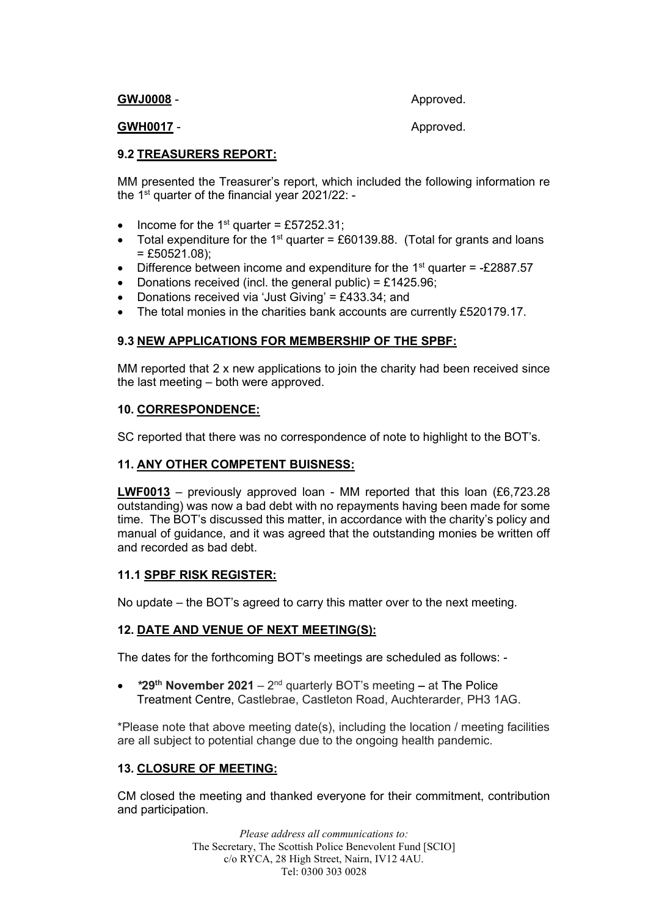**GWJ0008** - Approved.

**GWH0017** - Approved.

### 9.2 TREASURERS REPORT:

MM presented the Treasurer's report, which included the following information re the 1st quarter of the financial year 2021/22: -

- Income for the 1st quarter = £57252.31;
- Total expenditure for the 1st quarter = £60139.88. (Total for grants and loans = £50521.08);
- Difference between income and expenditure for the 1st quarter = -£2887.57
- Donations received (incl. the general public) = £1425.96;
- Donations received via 'Just Giving' = £433.34; and
- The total monies in the charities bank accounts are currently £520179.17.

### 9.3 NEW APPLICATIONS FOR MEMBERSHIP OF THE SPBF:

MM reported that 2 x new applications to join the charity had been received since the last meeting – both were approved.

### 10. CORRESPONDENCE:

SC reported that there was no correspondence of note to highlight to the BOT's.

### 11. ANY OTHER COMPETENT BUISNESS:

**LWF0013** – previously approved loan - MM reported that this loan (£6,723.28 outstanding) was now a bad debt with no repayments having been made for some time. The BOT's discussed this matter, in accordance with the charity's policy and manual of guidance, and it was agreed that the outstanding monies be written off and recorded as bad debt.

### 11.1 SPBF RISK REGISTER:

No update – the BOT's agreed to carry this matter over to the next meeting.

### 12. DATE AND VENUE OF NEXT MEETING(S):

The dates for the forthcoming BOT's meetings are scheduled as follows: -

- ***29th November 2021** – 2nd quarterly BOT's meeting – at The Police Treatment Centre, Castlebrae, Castleton Road, Auchterarder, PH3 1AG.

*Please note that above meeting date(s), including the location / meeting facilities are all subject to potential change due to the ongoing health pandemic.

### 13. CLOSURE OF MEETING:

CM closed the meeting and thanked everyone for their commitment, contribution and participation.

*Please address all communications to:*
The Secretary, The Scottish Police Benevolent Fund [SCIO]
c/o RYCA, 28 High Street, Nairn, IV12 4AU.
Tel: 0300 303 0028